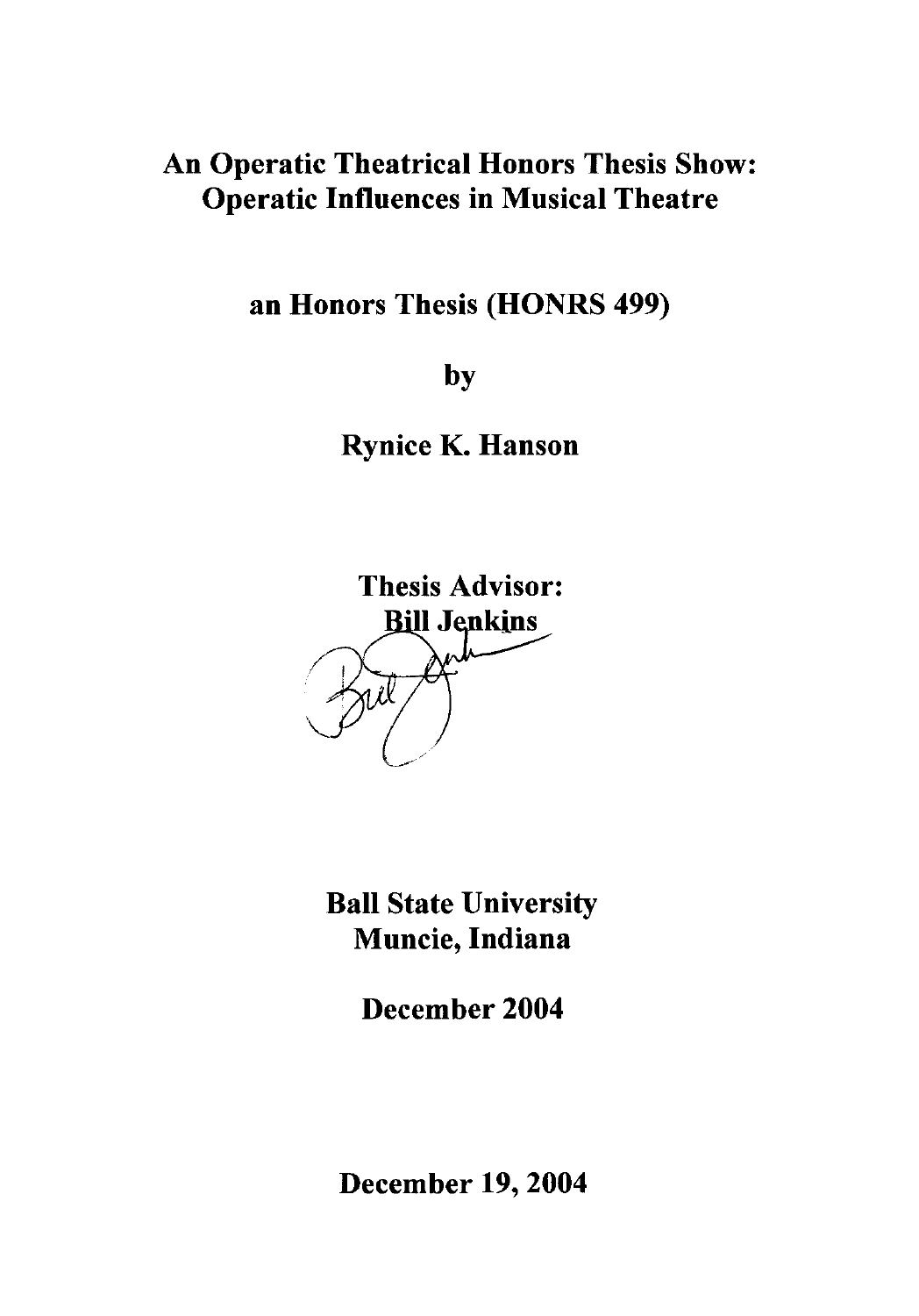# An Operatic Theatrical Honors Thesis Show: Operatic Influences in Musical Theatre

**an Honors Thesis (HONRS 499)**

**by**

**Rynice K. Hanson**

**Thesis Advisor:**
**Bill Jenkins**

**Ball State University**
**Muncie, Indiana**

**December 2004**

**December 19, 2004**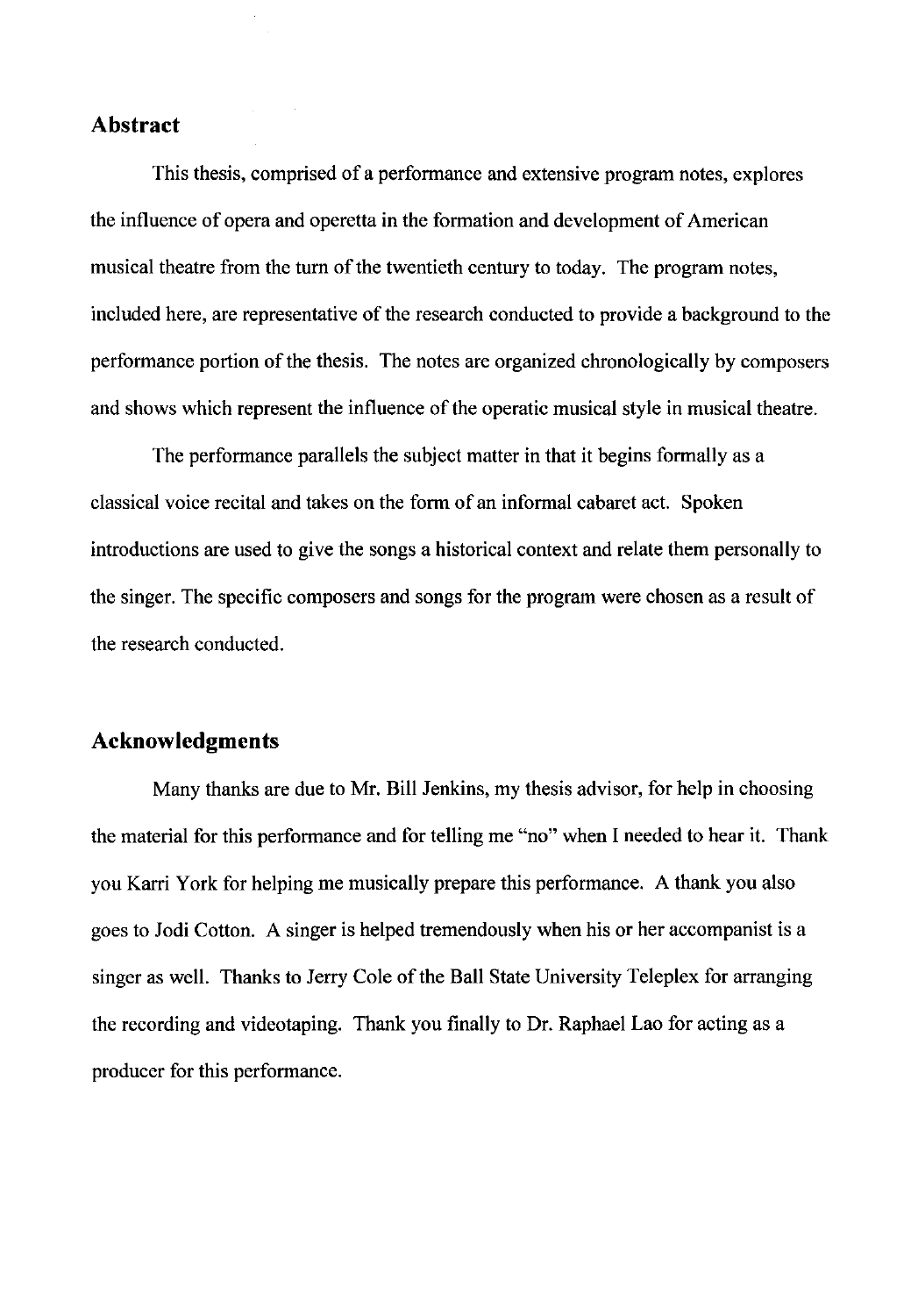## Abstract

This thesis, comprised of a performance and extensive program notes, explores the influence of opera and operetta in the formation and development of American musical theatre from the turn of the twentieth century to today. The program notes, included here, are representative of the research conducted to provide a background to the performance portion of the thesis. The notes are organized chronologically by composers and shows which represent the influence of the operatic musical style in musical theatre.

The performance parallels the subject matter in that it begins formally as a classical voice recital and takes on the form of an informal cabaret act. Spoken introductions are used to give the songs a historical context and relate them personally to the singer. The specific composers and songs for the program were chosen as a result of the research conducted.

## Acknowledgments

Many thanks are due to Mr. Bill Jenkins, my thesis advisor, for help in choosing the material for this performance and for telling me "no" when I needed to hear it. Thank you Karri York for helping me musically prepare this performance. A thank you also goes to Jodi Cotton. A singer is helped tremendously when his or her accompanist is a singer as well. Thanks to Jerry Cole of the Ball State University Teleplex for arranging the recording and videotaping. Thank you finally to Dr. Raphael Lao for acting as a producer for this performance.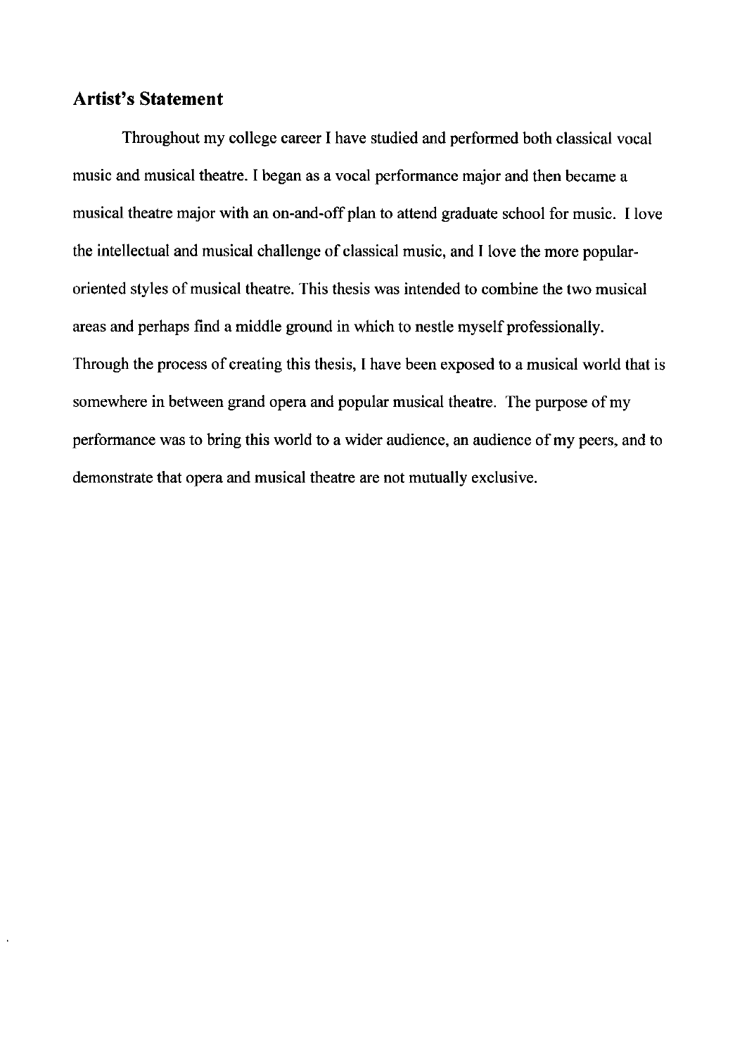## Artist's Statement

Throughout my college career I have studied and performed both classical vocal music and musical theatre. I began as a vocal performance major and then became a musical theatre major with an on-and-off plan to attend graduate school for music. I love the intellectual and musical challenge of classical music, and I love the more popular-oriented styles of musical theatre. This thesis was intended to combine the two musical areas and perhaps find a middle ground in which to nestle myself professionally. Through the process of creating this thesis, I have been exposed to a musical world that is somewhere in between grand opera and popular musical theatre. The purpose of my performance was to bring this world to a wider audience, an audience of my peers, and to demonstrate that opera and musical theatre are not mutually exclusive.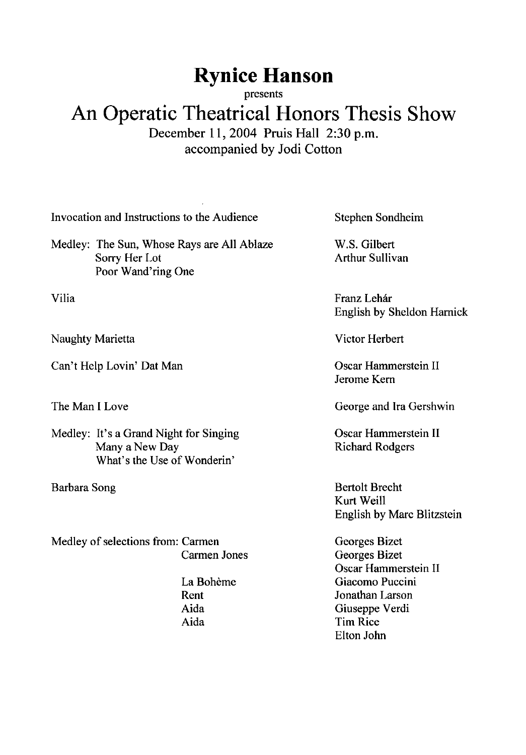# Rynice Hanson

presents

## An Operatic Theatrical Honors Thesis Show

December 11, 2004 Pruis Hall 2:30 p.m.
accompanied by Jodi Cotton

| | |
|---|---|
| Invocation and Instructions to the Audience | Stephen Sondheim |
| Medley: The Sun, Whose Rays are All Ablaze<br>Sorry Her Lot<br>Poor Wand'ring One | W.S. Gilbert<br>Arthur Sullivan |
| Vilia | Franz Lehár<br>English by Sheldon Harnick |
| Naughty Marietta | Victor Herbert |
| Can't Help Lovin' Dat Man | Oscar Hammerstein II<br>Jerome Kern |
| The Man I Love | George and Ira Gershwin |
| Medley: It's a Grand Night for Singing<br>Many a New Day<br>What's the Use of Wonderin' | Oscar Hammerstein II<br>Richard Rodgers |
| Barbara Song | Bertolt Brecht<br>Kurt Weill<br>English by Marc Blitzstein |
| Medley of selections from: Carmen | Georges Bizet |
| Carmen Jones | Georges Bizet<br>Oscar Hammerstein II |
| La Bohème | Giacomo Puccini |
| Rent | Jonathan Larson |
| Aida | Giuseppe Verdi |
| Aida | Tim Rice<br>Elton John |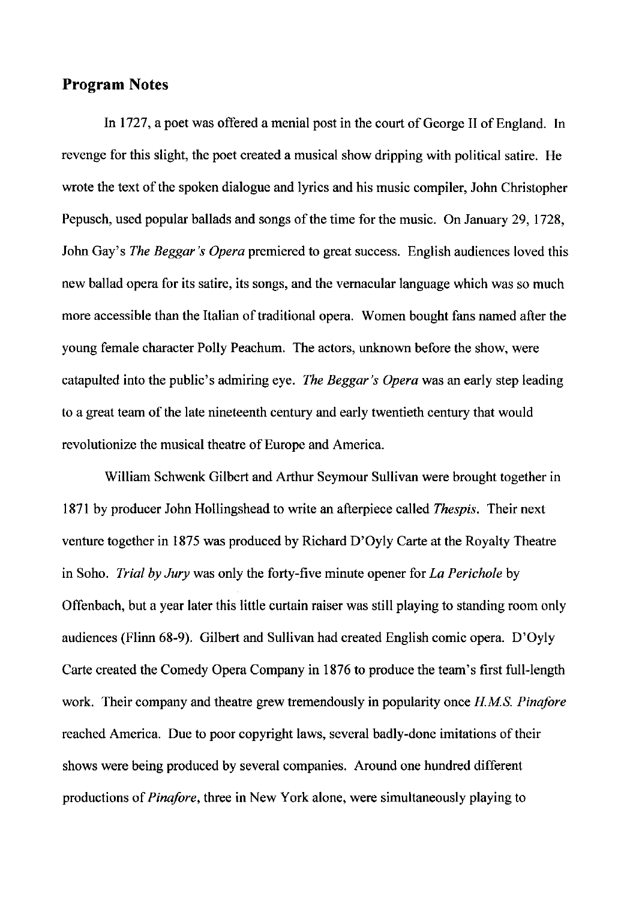## Program Notes

In 1727, a poet was offered a menial post in the court of George II of England. In revenge for this slight, the poet created a musical show dripping with political satire. He wrote the text of the spoken dialogue and lyrics and his music compiler, John Christopher Pepusch, used popular ballads and songs of the time for the music. On January 29, 1728, John Gay's *The Beggar's Opera* premiered to great success. English audiences loved this new ballad opera for its satire, its songs, and the vernacular language which was so much more accessible than the Italian of traditional opera. Women bought fans named after the young female character Polly Peachum. The actors, unknown before the show, were catapulted into the public's admiring eye. *The Beggar's Opera* was an early step leading to a great team of the late nineteenth century and early twentieth century that would revolutionize the musical theatre of Europe and America.

William Schwenk Gilbert and Arthur Seymour Sullivan were brought together in 1871 by producer John Hollingshead to write an afterpiece called *Thespis*. Their next venture together in 1875 was produced by Richard D'Oyly Carte at the Royalty Theatre in Soho. *Trial by Jury* was only the forty-five minute opener for *La Perichole* by Offenbach, but a year later this little curtain raiser was still playing to standing room only audiences (Flinn 68-9). Gilbert and Sullivan had created English comic opera. D'Oyly Carte created the Comedy Opera Company in 1876 to produce the team's first full-length work. Their company and theatre grew tremendously in popularity once *H.M.S. Pinafore* reached America. Due to poor copyright laws, several badly-done imitations of their shows were being produced by several companies. Around one hundred different productions of *Pinafore*, three in New York alone, were simultaneously playing to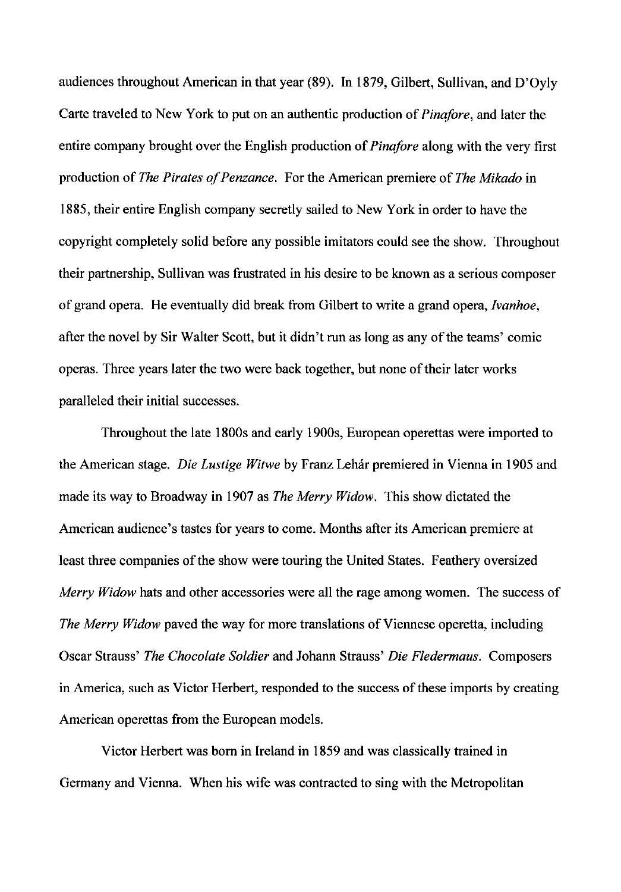audiences throughout American in that year (89). In 1879, Gilbert, Sullivan, and D'Oyly Carte traveled to New York to put on an authentic production of *Pinafore*, and later the entire company brought over the English production of *Pinafore* along with the very first production of *The Pirates of Penzance*. For the American premiere of *The Mikado* in 1885, their entire English company secretly sailed to New York in order to have the copyright completely solid before any possible imitators could see the show. Throughout their partnership, Sullivan was frustrated in his desire to be known as a serious composer of grand opera. He eventually did break from Gilbert to write a grand opera, *Ivanhoe*, after the novel by Sir Walter Scott, but it didn't run as long as any of the teams' comic operas. Three years later the two were back together, but none of their later works paralleled their initial successes.

Throughout the late 1800s and early 1900s, European operettas were imported to the American stage. *Die Lustige Witwe* by Franz Lehár premiered in Vienna in 1905 and made its way to Broadway in 1907 as *The Merry Widow*. This show dictated the American audience's tastes for years to come. Months after its American premiere at least three companies of the show were touring the United States. Feathery oversized *Merry Widow* hats and other accessories were all the rage among women. The success of *The Merry Widow* paved the way for more translations of Viennese operetta, including Oscar Strauss' *The Chocolate Soldier* and Johann Strauss' *Die Fledermaus*. Composers in America, such as Victor Herbert, responded to the success of these imports by creating American operettas from the European models.

Victor Herbert was born in Ireland in 1859 and was classically trained in Germany and Vienna. When his wife was contracted to sing with the Metropolitan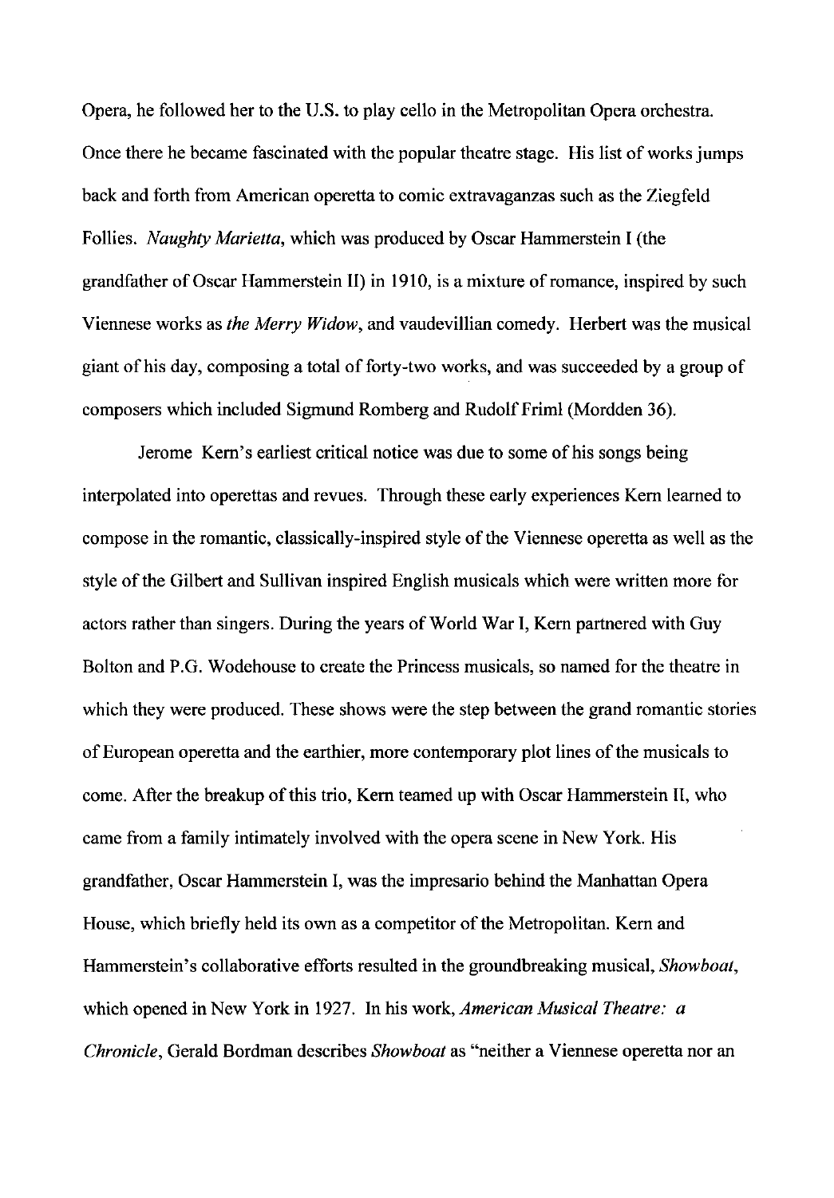Opera, he followed her to the U.S. to play cello in the Metropolitan Opera orchestra. Once there he became fascinated with the popular theatre stage. His list of works jumps back and forth from American operetta to comic extravaganzas such as the Ziegfeld Follies. *Naughty Marietta*, which was produced by Oscar Hammerstein I (the grandfather of Oscar Hammerstein II) in 1910, is a mixture of romance, inspired by such Viennese works as *the Merry Widow*, and vaudevillian comedy. Herbert was the musical giant of his day, composing a total of forty-two works, and was succeeded by a group of composers which included Sigmund Romberg and Rudolf Friml (Mordden 36).

Jerome Kern's earliest critical notice was due to some of his songs being interpolated into operettas and revues. Through these early experiences Kern learned to compose in the romantic, classically-inspired style of the Viennese operetta as well as the style of the Gilbert and Sullivan inspired English musicals which were written more for actors rather than singers. During the years of World War I, Kern partnered with Guy Bolton and P.G. Wodehouse to create the Princess musicals, so named for the theatre in which they were produced. These shows were the step between the grand romantic stories of European operetta and the earthier, more contemporary plot lines of the musicals to come. After the breakup of this trio, Kern teamed up with Oscar Hammerstein II, who came from a family intimately involved with the opera scene in New York. His grandfather, Oscar Hammerstein I, was the impresario behind the Manhattan Opera House, which briefly held its own as a competitor of the Metropolitan. Kern and Hammerstein's collaborative efforts resulted in the groundbreaking musical, *Showboat*, which opened in New York in 1927. In his work, *American Musical Theatre: a Chronicle*, Gerald Bordman describes *Showboat* as "neither a Viennese operetta nor an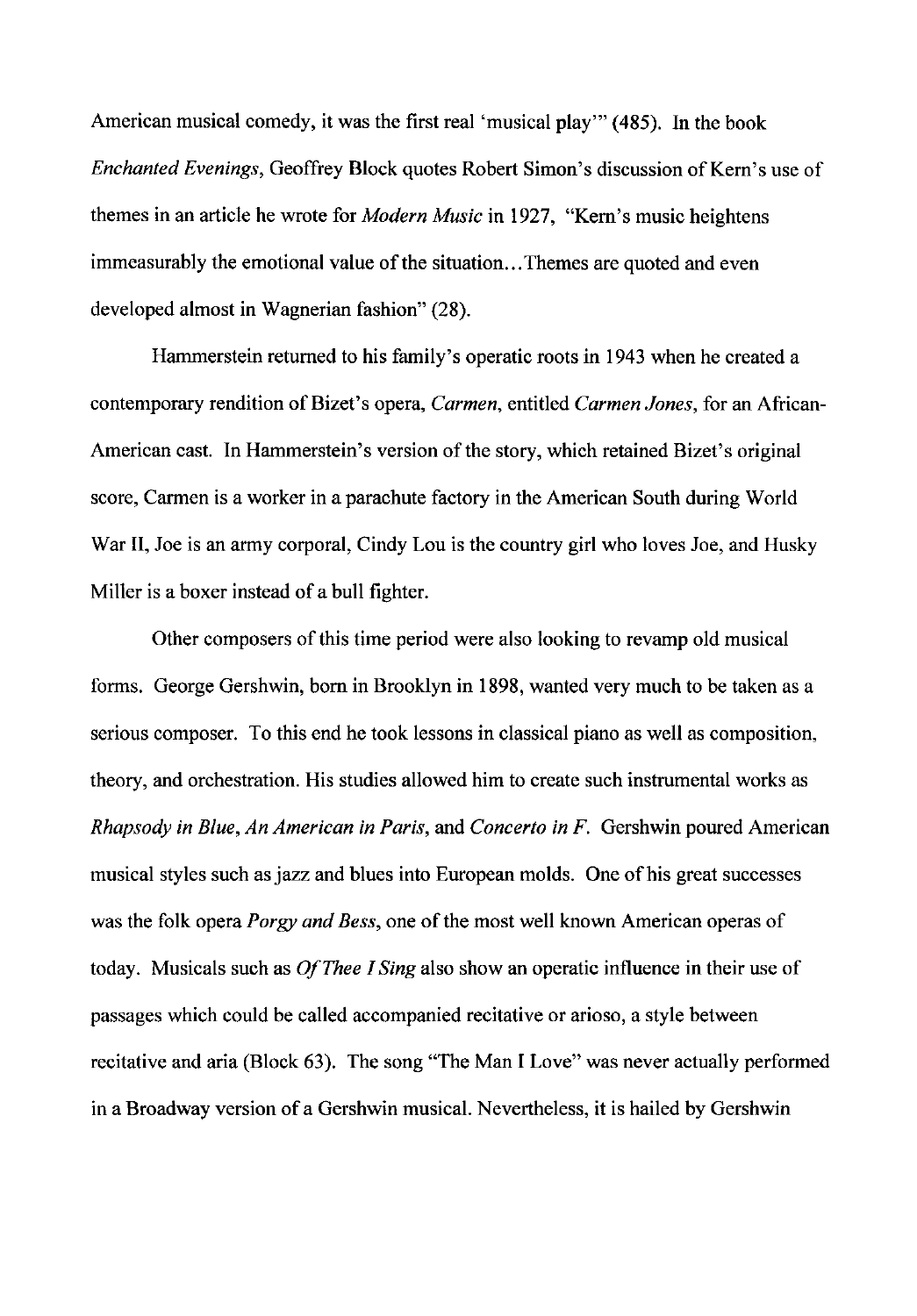American musical comedy, it was the first real 'musical play'" (485). In the book *Enchanted Evenings*, Geoffrey Block quotes Robert Simon's discussion of Kern's use of themes in an article he wrote for *Modern Music* in 1927, "Kern's music heightens immeasurably the emotional value of the situation…Themes are quoted and even developed almost in Wagnerian fashion" (28).

Hammerstein returned to his family's operatic roots in 1943 when he created a contemporary rendition of Bizet's opera, *Carmen*, entitled *Carmen Jones*, for an African-American cast. In Hammerstein's version of the story, which retained Bizet's original score, Carmen is a worker in a parachute factory in the American South during World War II, Joe is an army corporal, Cindy Lou is the country girl who loves Joe, and Husky Miller is a boxer instead of a bull fighter.

Other composers of this time period were also looking to revamp old musical forms. George Gershwin, born in Brooklyn in 1898, wanted very much to be taken as a serious composer. To this end he took lessons in classical piano as well as composition, theory, and orchestration. His studies allowed him to create such instrumental works as *Rhapsody in Blue*, *An American in Paris*, and *Concerto in F*. Gershwin poured American musical styles such as jazz and blues into European molds. One of his great successes was the folk opera *Porgy and Bess*, one of the most well known American operas of today. Musicals such as *Of Thee I Sing* also show an operatic influence in their use of passages which could be called accompanied recitative or arioso, a style between recitative and aria (Block 63). The song "The Man I Love" was never actually performed in a Broadway version of a Gershwin musical. Nevertheless, it is hailed by Gershwin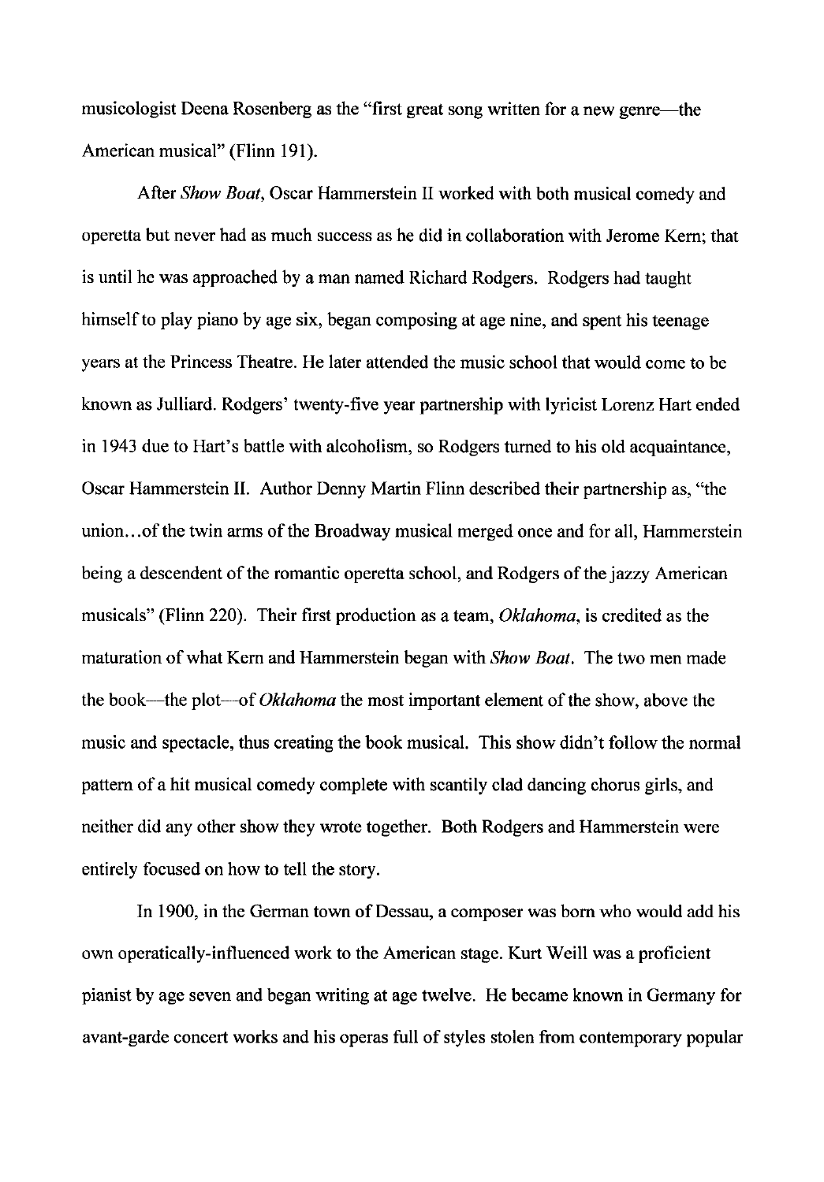musicologist Deena Rosenberg as the "first great song written for a new genre—the American musical" (Flinn 191).

After *Show Boat*, Oscar Hammerstein II worked with both musical comedy and operetta but never had as much success as he did in collaboration with Jerome Kern; that is until he was approached by a man named Richard Rodgers. Rodgers had taught himself to play piano by age six, began composing at age nine, and spent his teenage years at the Princess Theatre. He later attended the music school that would come to be known as Julliard. Rodgers' twenty-five year partnership with lyricist Lorenz Hart ended in 1943 due to Hart's battle with alcoholism, so Rodgers turned to his old acquaintance, Oscar Hammerstein II. Author Denny Martin Flinn described their partnership as, "the union…of the twin arms of the Broadway musical merged once and for all, Hammerstein being a descendent of the romantic operetta school, and Rodgers of the jazzy American musicals" (Flinn 220). Their first production as a team, *Oklahoma*, is credited as the maturation of what Kern and Hammerstein began with *Show Boat*. The two men made the book—the plot—of *Oklahoma* the most important element of the show, above the music and spectacle, thus creating the book musical. This show didn't follow the normal pattern of a hit musical comedy complete with scantily clad dancing chorus girls, and neither did any other show they wrote together. Both Rodgers and Hammerstein were entirely focused on how to tell the story.

In 1900, in the German town of Dessau, a composer was born who would add his own operatically-influenced work to the American stage. Kurt Weill was a proficient pianist by age seven and began writing at age twelve. He became known in Germany for avant-garde concert works and his operas full of styles stolen from contemporary popular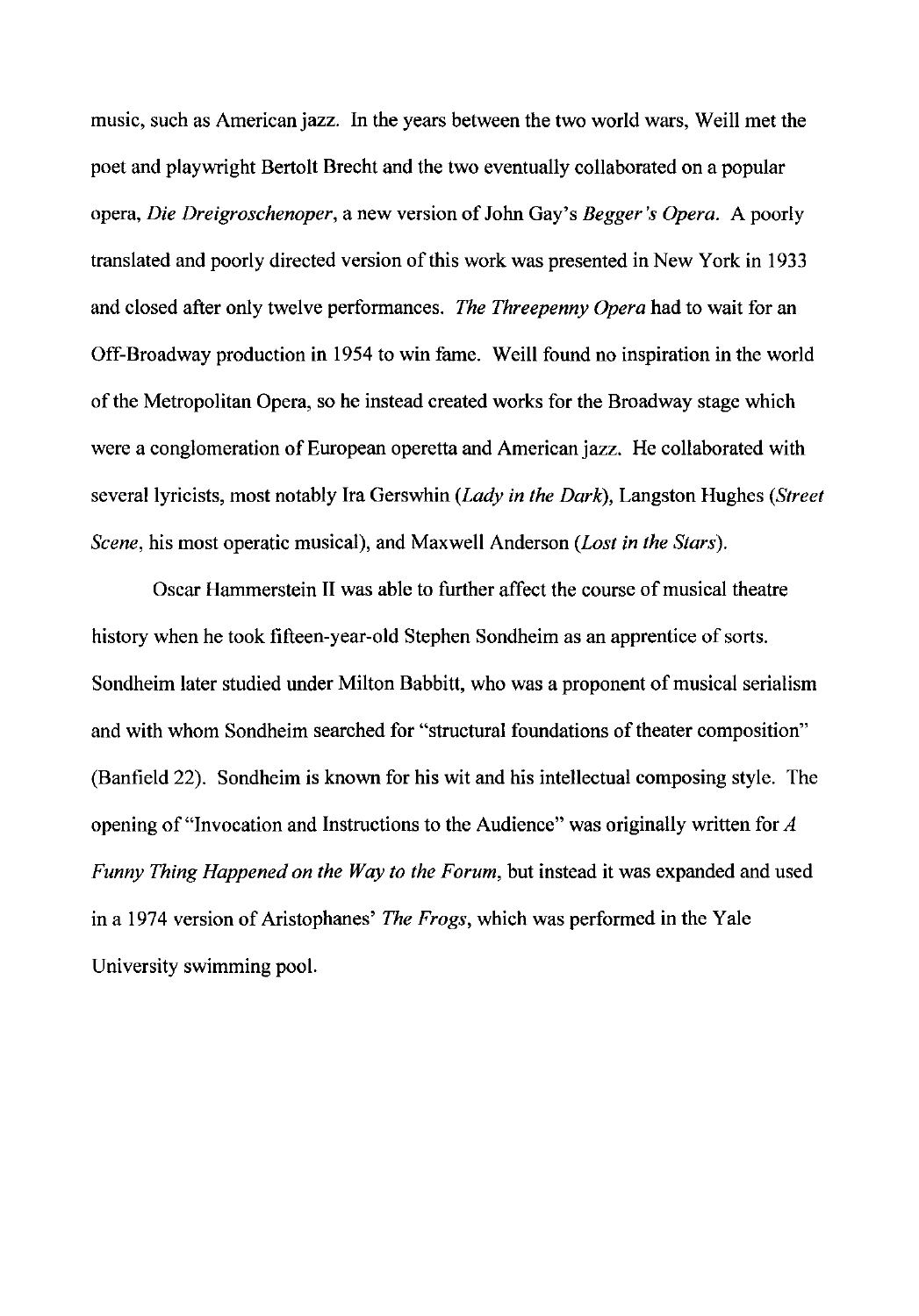music, such as American jazz. In the years between the two world wars, Weill met the poet and playwright Bertolt Brecht and the two eventually collaborated on a popular opera, *Die Dreigroschenoper*, a new version of John Gay's *Begger's Opera.* A poorly translated and poorly directed version of this work was presented in New York in 1933 and closed after only twelve performances. *The Threepenny Opera* had to wait for an Off-Broadway production in 1954 to win fame. Weill found no inspiration in the world of the Metropolitan Opera, so he instead created works for the Broadway stage which were a conglomeration of European operetta and American jazz. He collaborated with several lyricists, most notably Ira Gerswhin (*Lady in the Dark*), Langston Hughes (*Street Scene*, his most operatic musical), and Maxwell Anderson (*Lost in the Stars*).

Oscar Hammerstein II was able to further affect the course of musical theatre history when he took fifteen-year-old Stephen Sondheim as an apprentice of sorts. Sondheim later studied under Milton Babbitt, who was a proponent of musical serialism and with whom Sondheim searched for "structural foundations of theater composition" (Banfield 22). Sondheim is known for his wit and his intellectual composing style. The opening of "Invocation and Instructions to the Audience" was originally written for *A Funny Thing Happened on the Way to the Forum*, but instead it was expanded and used in a 1974 version of Aristophanes' *The Frogs*, which was performed in the Yale University swimming pool.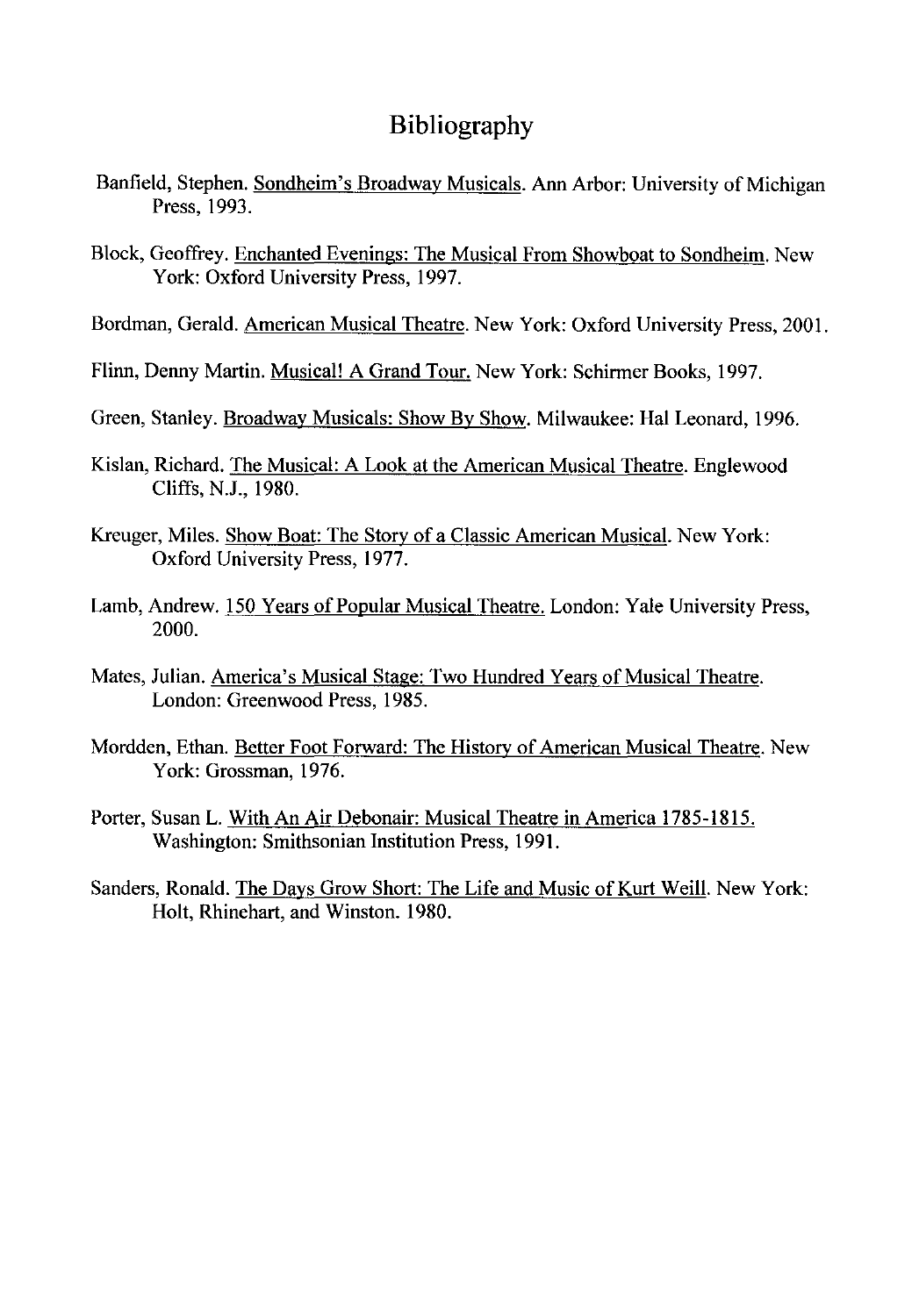# Bibliography

Banfield, Stephen. Sondheim's Broadway Musicals. Ann Arbor: University of Michigan Press, 1993.

Block, Geoffrey. Enchanted Evenings: The Musical From Showboat to Sondheim. New York: Oxford University Press, 1997.

Bordman, Gerald. American Musical Theatre. New York: Oxford University Press, 2001.

Flinn, Denny Martin. Musical! A Grand Tour. New York: Schirmer Books, 1997.

Green, Stanley. Broadway Musicals: Show By Show. Milwaukee: Hal Leonard, 1996.

Kislan, Richard. The Musical: A Look at the American Musical Theatre. Englewood Cliffs, N.J., 1980.

Kreuger, Miles. Show Boat: The Story of a Classic American Musical. New York: Oxford University Press, 1977.

Lamb, Andrew. 150 Years of Popular Musical Theatre. London: Yale University Press, 2000.

Mates, Julian. America's Musical Stage: Two Hundred Years of Musical Theatre. London: Greenwood Press, 1985.

Mordden, Ethan. Better Foot Forward: The History of American Musical Theatre. New York: Grossman, 1976.

Porter, Susan L. With An Air Debonair: Musical Theatre in America 1785-1815. Washington: Smithsonian Institution Press, 1991.

Sanders, Ronald. The Days Grow Short: The Life and Music of Kurt Weill. New York: Holt, Rhinehart, and Winston. 1980.